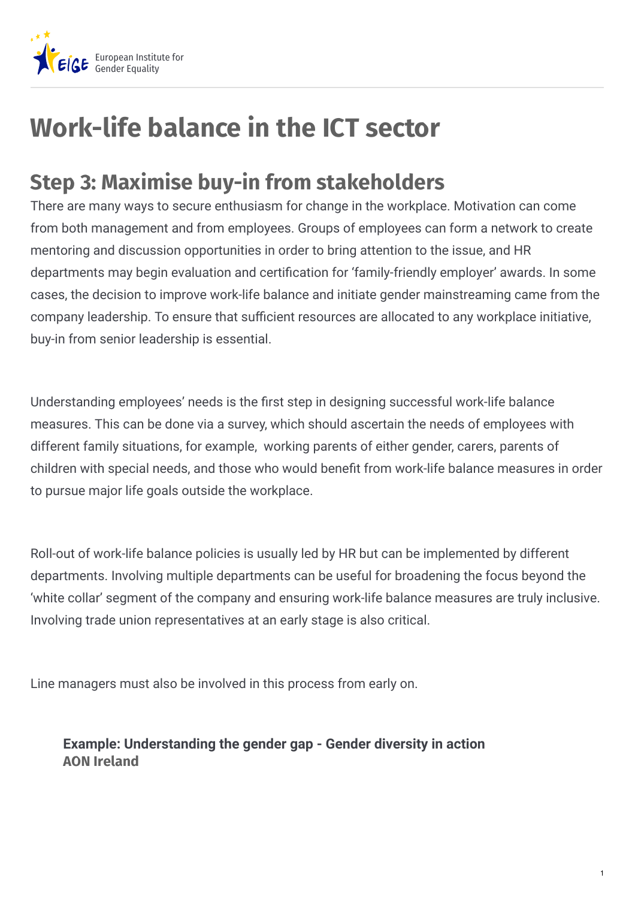European Institute for Gender Equality

# Work-life balance in the ICT sector

## Step 3: Maximise buy-in from stakeholders

There are many ways to secure enthusiasm for change in the workplace. Motivation can come from both management and from employees. Groups of employees can form a network to create mentoring and discussion opportunities in order to bring attention to the issue, and HR departments may begin evaluation and certification for 'family-friendly employer' awards. In some cases, the decision to improve work-life balance and initiate gender mainstreaming came from the company leadership. To ensure that sufficient resources are allocated to any workplace initiative, buy-in from senior leadership is essential.

Understanding employees' needs is the first step in designing successful work-life balance measures. This can be done via a survey, which should ascertain the needs of employees with different family situations, for example, working parents of either gender, carers, parents of children with special needs, and those who would benefit from work-life balance measures in order to pursue major life goals outside the workplace.

Roll-out of work-life balance policies is usually led by HR but can be implemented by different departments. Involving multiple departments can be useful for broadening the focus beyond the 'white collar' segment of the company and ensuring work-life balance measures are truly inclusive. Involving trade union representatives at an early stage is also critical.

Line managers must also be involved in this process from early on.

**Example: Understanding the gender gap - Gender diversity in action**
**AON Ireland**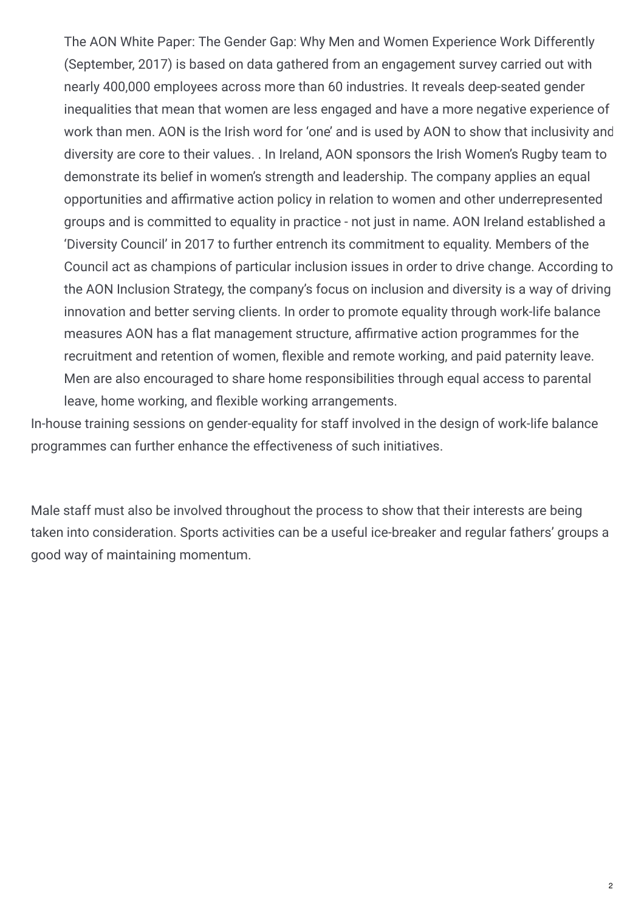> The AON White Paper: The Gender Gap: Why Men and Women Experience Work Differently (September, 2017) is based on data gathered from an engagement survey carried out with nearly 400,000 employees across more than 60 industries. It reveals deep-seated gender inequalities that mean that women are less engaged and have a more negative experience of work than men. AON is the Irish word for 'one' and is used by AON to show that inclusivity and diversity are core to their values. . In Ireland, AON sponsors the Irish Women's Rugby team to demonstrate its belief in women's strength and leadership. The company applies an equal opportunities and affirmative action policy in relation to women and other underrepresented groups and is committed to equality in practice - not just in name. AON Ireland established a 'Diversity Council' in 2017 to further entrench its commitment to equality. Members of the Council act as champions of particular inclusion issues in order to drive change. According to the AON Inclusion Strategy, the company's focus on inclusion and diversity is a way of driving innovation and better serving clients. In order to promote equality through work-life balance measures AON has a flat management structure, affirmative action programmes for the recruitment and retention of women, flexible and remote working, and paid paternity leave. Men are also encouraged to share home responsibilities through equal access to parental leave, home working, and flexible working arrangements.

In-house training sessions on gender-equality for staff involved in the design of work-life balance programmes can further enhance the effectiveness of such initiatives.

Male staff must also be involved throughout the process to show that their interests are being taken into consideration. Sports activities can be a useful ice-breaker and regular fathers' groups a good way of maintaining momentum.